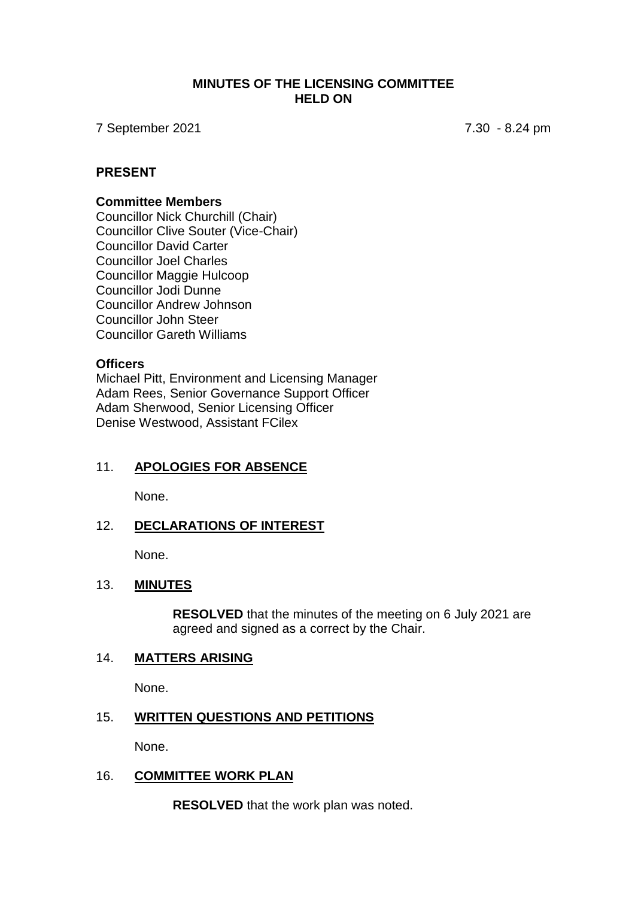# MINUTES OF THE LICENSING COMMITTEE HELD ON

7 September 2021 7.30 - 8.24 pm

## PRESENT

### Committee Members

Councillor Nick Churchill (Chair)
Councillor Clive Souter (Vice-Chair)
Councillor David Carter
Councillor Joel Charles
Councillor Maggie Hulcoop
Councillor Jodi Dunne
Councillor Andrew Johnson
Councillor John Steer
Councillor Gareth Williams

### Officers

Michael Pitt, Environment and Licensing Manager
Adam Rees, Senior Governance Support Officer
Adam Sherwood, Senior Licensing Officer
Denise Westwood, Assistant FCilex

## 11. APOLOGIES FOR ABSENCE

None.

## 12. DECLARATIONS OF INTEREST

None.

## 13. MINUTES

**RESOLVED** that the minutes of the meeting on 6 July 2021 are agreed and signed as a correct by the Chair.

## 14. MATTERS ARISING

None.

## 15. WRITTEN QUESTIONS AND PETITIONS

None.

## 16. COMMITTEE WORK PLAN

**RESOLVED** that the work plan was noted.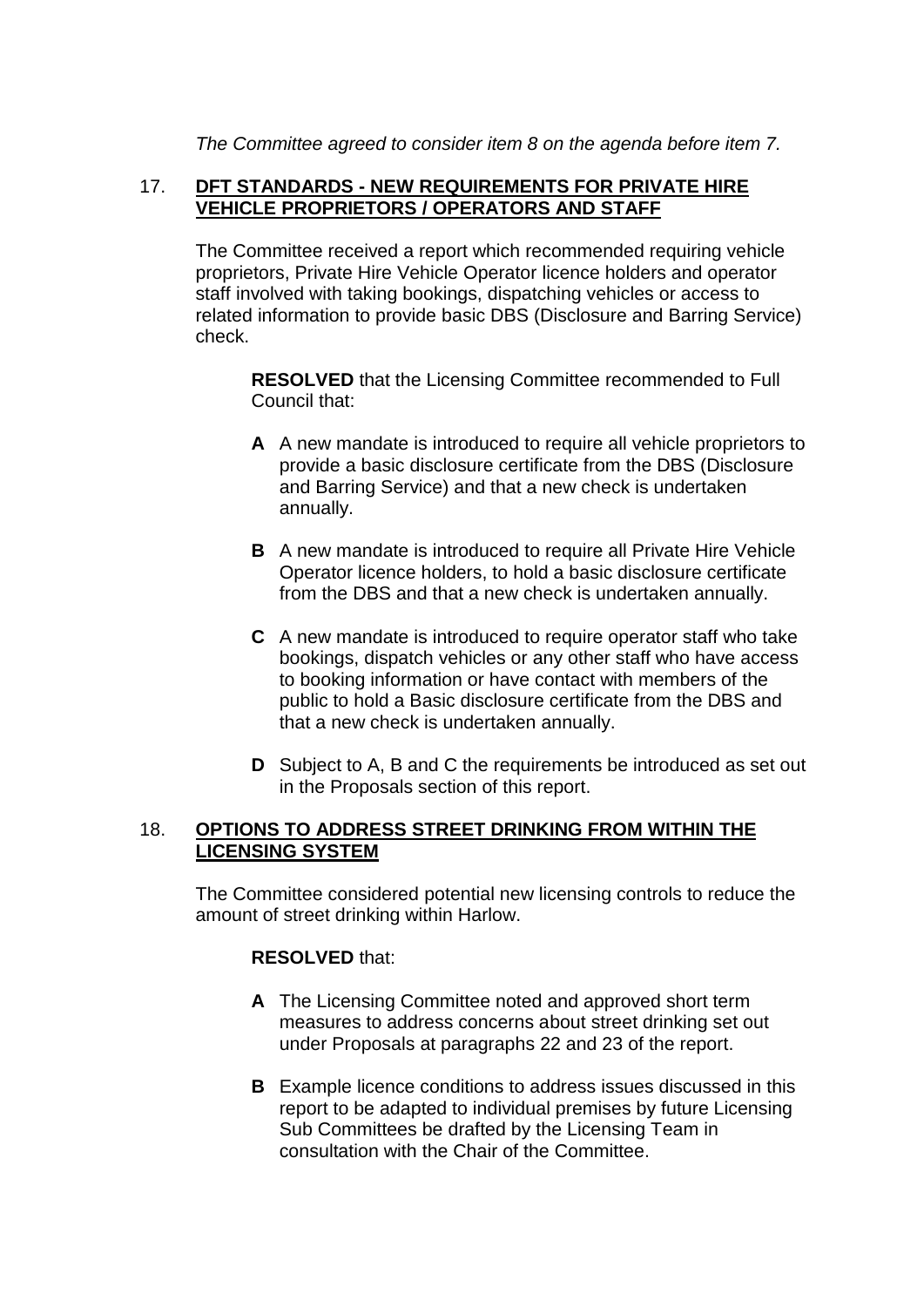*The Committee agreed to consider item 8 on the agenda before item 7.*

## 17. DFT STANDARDS - NEW REQUIREMENTS FOR PRIVATE HIRE VEHICLE PROPRIETORS / OPERATORS AND STAFF

The Committee received a report which recommended requiring vehicle proprietors, Private Hire Vehicle Operator licence holders and operator staff involved with taking bookings, dispatching vehicles or access to related information to provide basic DBS (Disclosure and Barring Service) check.

**RESOLVED** that the Licensing Committee recommended to Full Council that:

**A** A new mandate is introduced to require all vehicle proprietors to provide a basic disclosure certificate from the DBS (Disclosure and Barring Service) and that a new check is undertaken annually.

**B** A new mandate is introduced to require all Private Hire Vehicle Operator licence holders, to hold a basic disclosure certificate from the DBS and that a new check is undertaken annually.

**C** A new mandate is introduced to require operator staff who take bookings, dispatch vehicles or any other staff who have access to booking information or have contact with members of the public to hold a Basic disclosure certificate from the DBS and that a new check is undertaken annually.

**D** Subject to A, B and C the requirements be introduced as set out in the Proposals section of this report.

## 18. OPTIONS TO ADDRESS STREET DRINKING FROM WITHIN THE LICENSING SYSTEM

The Committee considered potential new licensing controls to reduce the amount of street drinking within Harlow.

**RESOLVED** that:

**A** The Licensing Committee noted and approved short term measures to address concerns about street drinking set out under Proposals at paragraphs 22 and 23 of the report.

**B** Example licence conditions to address issues discussed in this report to be adapted to individual premises by future Licensing Sub Committees be drafted by the Licensing Team in consultation with the Chair of the Committee.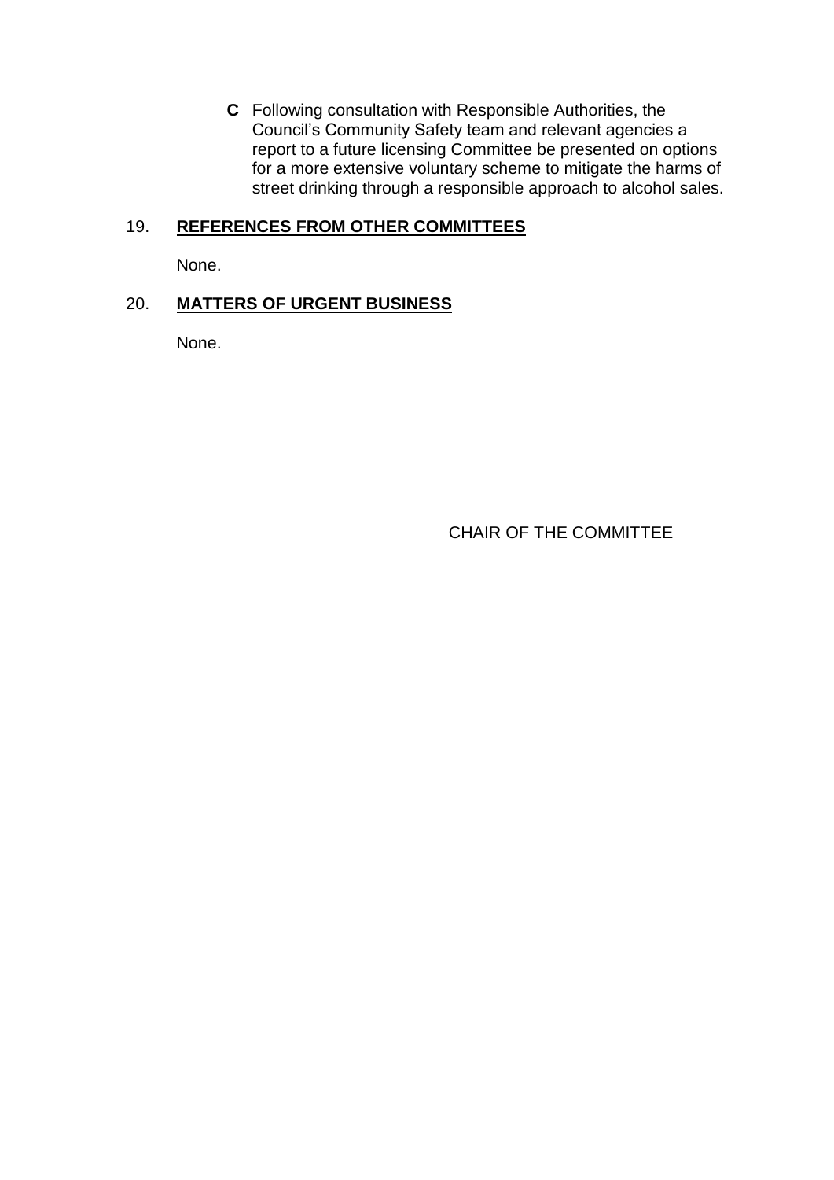**C** Following consultation with Responsible Authorities, the Council's Community Safety team and relevant agencies a report to a future licensing Committee be presented on options for a more extensive voluntary scheme to mitigate the harms of street drinking through a responsible approach to alcohol sales.

## 19. REFERENCES FROM OTHER COMMITTEES

None.

## 20. MATTERS OF URGENT BUSINESS

None.

CHAIR OF THE COMMITTEE